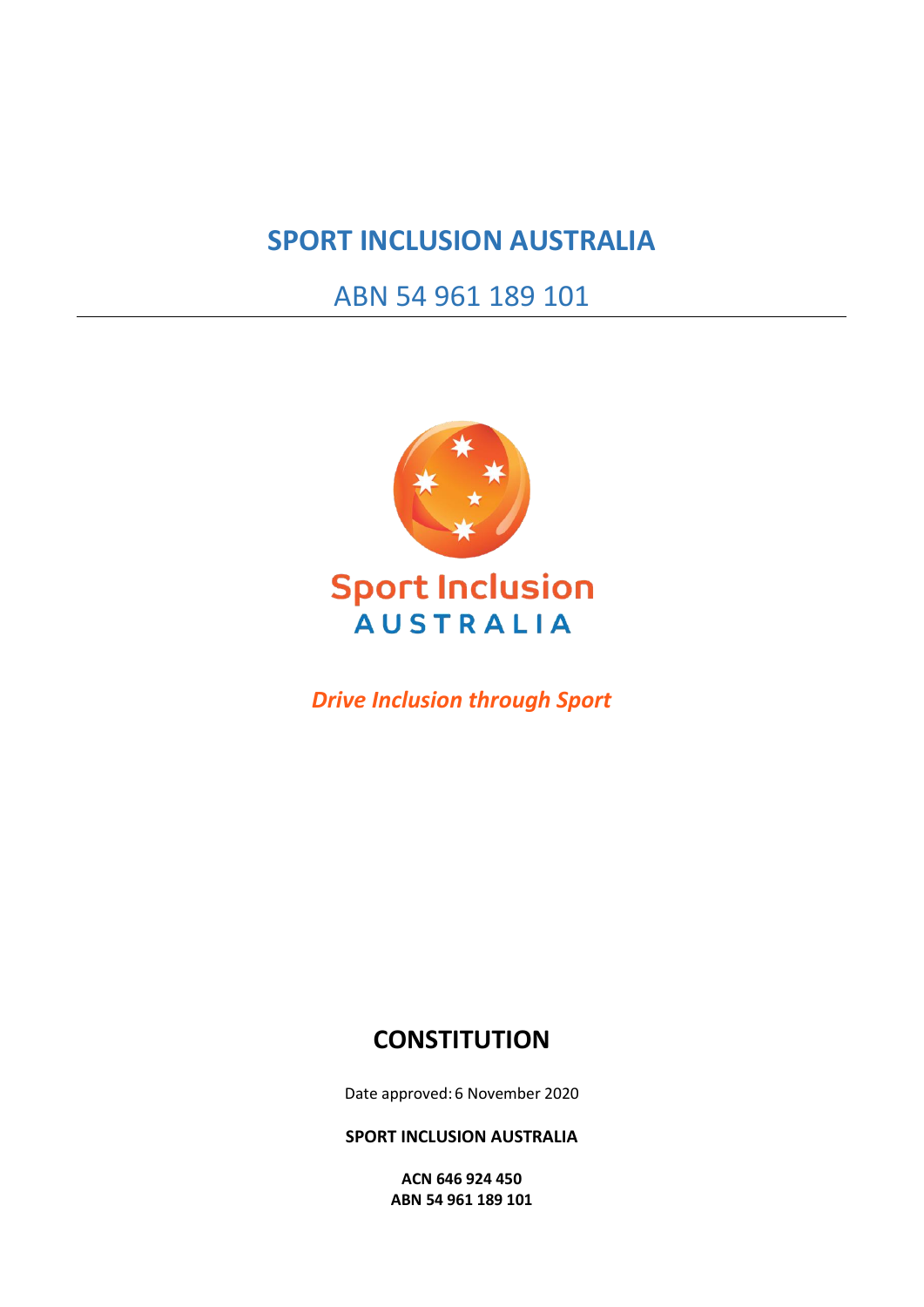# SPORT INCLUSION AUSTRALIA

ABN 54 961 189 101

Sport Inclusion
AUSTRALIA

*Drive Inclusion through Sport*

## CONSTITUTION

Date approved: 6 November 2020

**SPORT INCLUSION AUSTRALIA**

**ACN 646 924 450**
**ABN 54 961 189 101**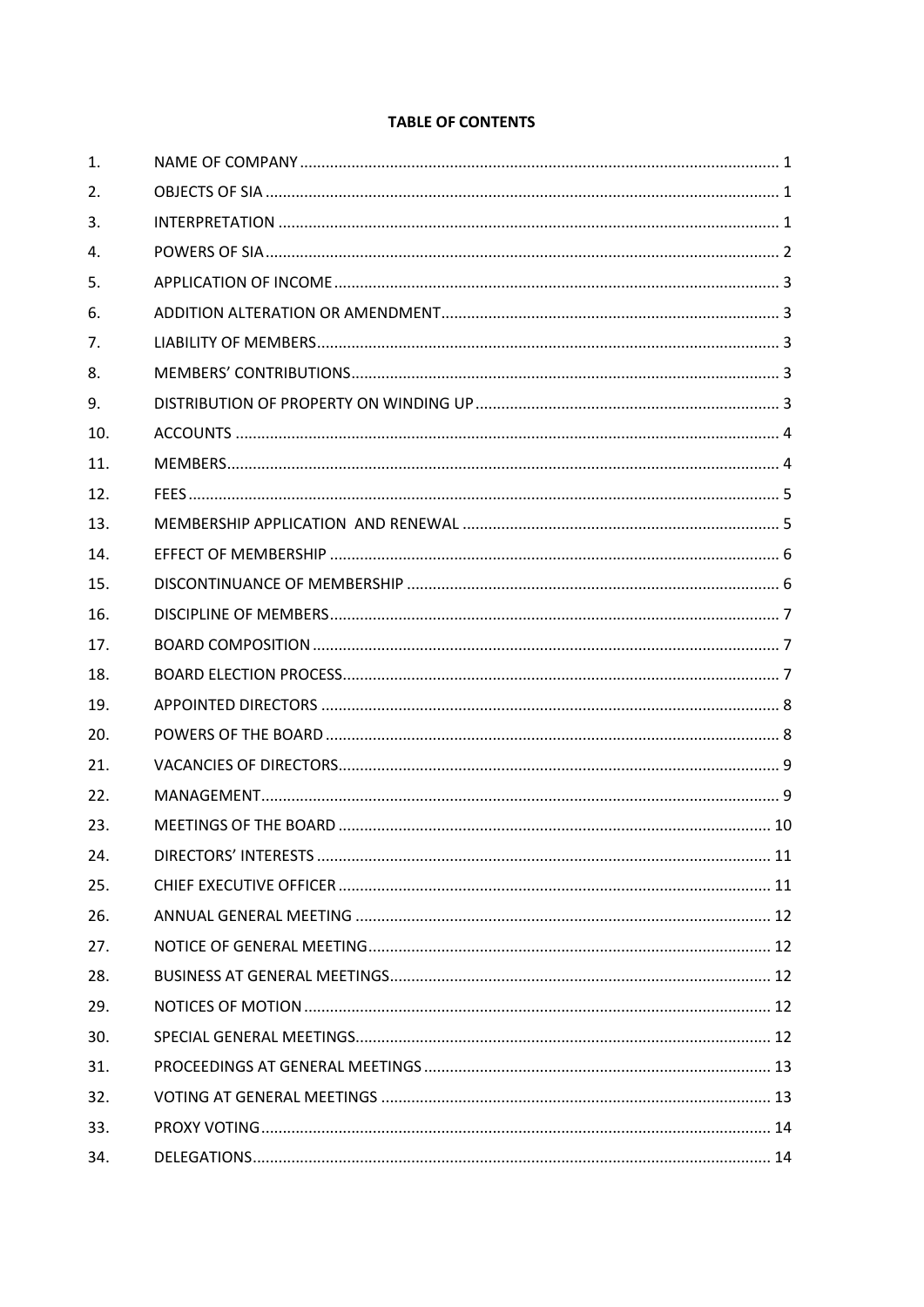**TABLE OF CONTENTS**

| | | |
|---|---|---|
| 1. | NAME OF COMPANY | 1 |
| 2. | OBJECTS OF SIA | 1 |
| 3. | INTERPRETATION | 1 |
| 4. | POWERS OF SIA | 2 |
| 5. | APPLICATION OF INCOME | 3 |
| 6. | ADDITION ALTERATION OR AMENDMENT | 3 |
| 7. | LIABILITY OF MEMBERS | 3 |
| 8. | MEMBERS' CONTRIBUTIONS | 3 |
| 9. | DISTRIBUTION OF PROPERTY ON WINDING UP | 3 |
| 10. | ACCOUNTS | 4 |
| 11. | MEMBERS | 4 |
| 12. | FEES | 5 |
| 13. | MEMBERSHIP APPLICATION AND RENEWAL | 5 |
| 14. | EFFECT OF MEMBERSHIP | 6 |
| 15. | DISCONTINUANCE OF MEMBERSHIP | 6 |
| 16. | DISCIPLINE OF MEMBERS | 7 |
| 17. | BOARD COMPOSITION | 7 |
| 18. | BOARD ELECTION PROCESS | 7 |
| 19. | APPOINTED DIRECTORS | 8 |
| 20. | POWERS OF THE BOARD | 8 |
| 21. | VACANCIES OF DIRECTORS | 9 |
| 22. | MANAGEMENT | 9 |
| 23. | MEETINGS OF THE BOARD | 10 |
| 24. | DIRECTORS' INTERESTS | 11 |
| 25. | CHIEF EXECUTIVE OFFICER | 11 |
| 26. | ANNUAL GENERAL MEETING | 12 |
| 27. | NOTICE OF GENERAL MEETING | 12 |
| 28. | BUSINESS AT GENERAL MEETINGS | 12 |
| 29. | NOTICES OF MOTION | 12 |
| 30. | SPECIAL GENERAL MEETINGS | 12 |
| 31. | PROCEEDINGS AT GENERAL MEETINGS | 13 |
| 32. | VOTING AT GENERAL MEETINGS | 13 |
| 33. | PROXY VOTING | 14 |
| 34. | DELEGATIONS | 14 |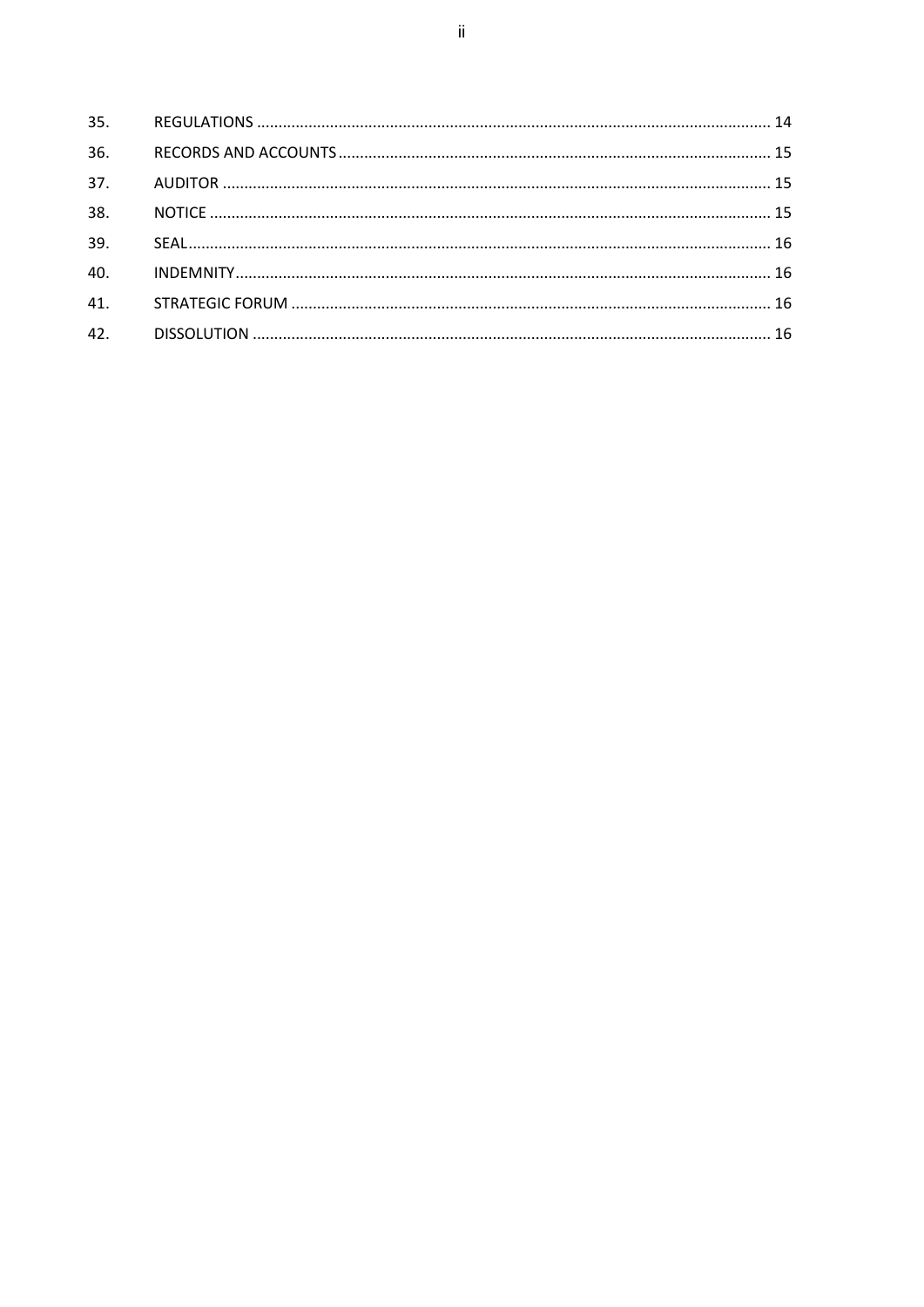| | | |
|---|---|---|
| 35. | REGULATIONS | 14 |
| 36. | RECORDS AND ACCOUNTS | 15 |
| 37. | AUDITOR | 15 |
| 38. | NOTICE | 15 |
| 39. | SEAL | 16 |
| 40. | INDEMNITY | 16 |
| 41. | STRATEGIC FORUM | 16 |
| 42. | DISSOLUTION | 16 |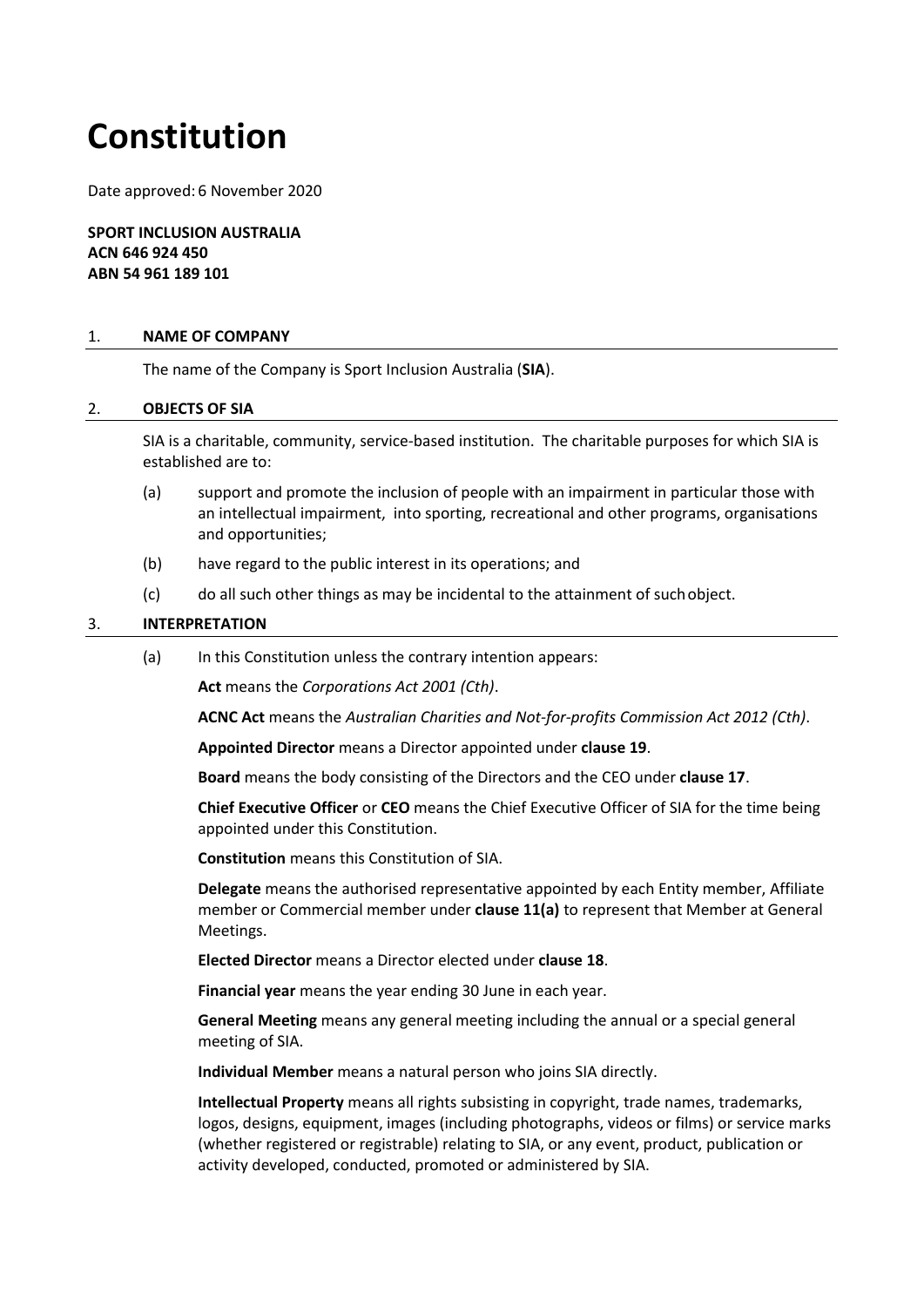# Constitution

Date approved: 6 November 2020

**SPORT INCLUSION AUSTRALIA**
**ACN 646 924 450**
**ABN 54 961 189 101**

## 1. NAME OF COMPANY

The name of the Company is Sport Inclusion Australia (**SIA**).

## 2. OBJECTS OF SIA

SIA is a charitable, community, service-based institution. The charitable purposes for which SIA is established are to:

(a) support and promote the inclusion of people with an impairment in particular those with an intellectual impairment, into sporting, recreational and other programs, organisations and opportunities;

(b) have regard to the public interest in its operations; and

(c) do all such other things as may be incidental to the attainment of such object.

## 3. INTERPRETATION

(a) In this Constitution unless the contrary intention appears:

**Act** means the *Corporations Act 2001 (Cth)*.

**ACNC Act** means the *Australian Charities and Not-for-profits Commission Act 2012 (Cth)*.

**Appointed Director** means a Director appointed under **clause 19**.

**Board** means the body consisting of the Directors and the CEO under **clause 17**.

**Chief Executive Officer** or **CEO** means the Chief Executive Officer of SIA for the time being appointed under this Constitution.

**Constitution** means this Constitution of SIA.

**Delegate** means the authorised representative appointed by each Entity member, Affiliate member or Commercial member under **clause 11(a)** to represent that Member at General Meetings.

**Elected Director** means a Director elected under **clause 18**.

**Financial year** means the year ending 30 June in each year.

**General Meeting** means any general meeting including the annual or a special general meeting of SIA.

**Individual Member** means a natural person who joins SIA directly.

**Intellectual Property** means all rights subsisting in copyright, trade names, trademarks, logos, designs, equipment, images (including photographs, videos or films) or service marks (whether registered or registrable) relating to SIA, or any event, product, publication or activity developed, conducted, promoted or administered by SIA.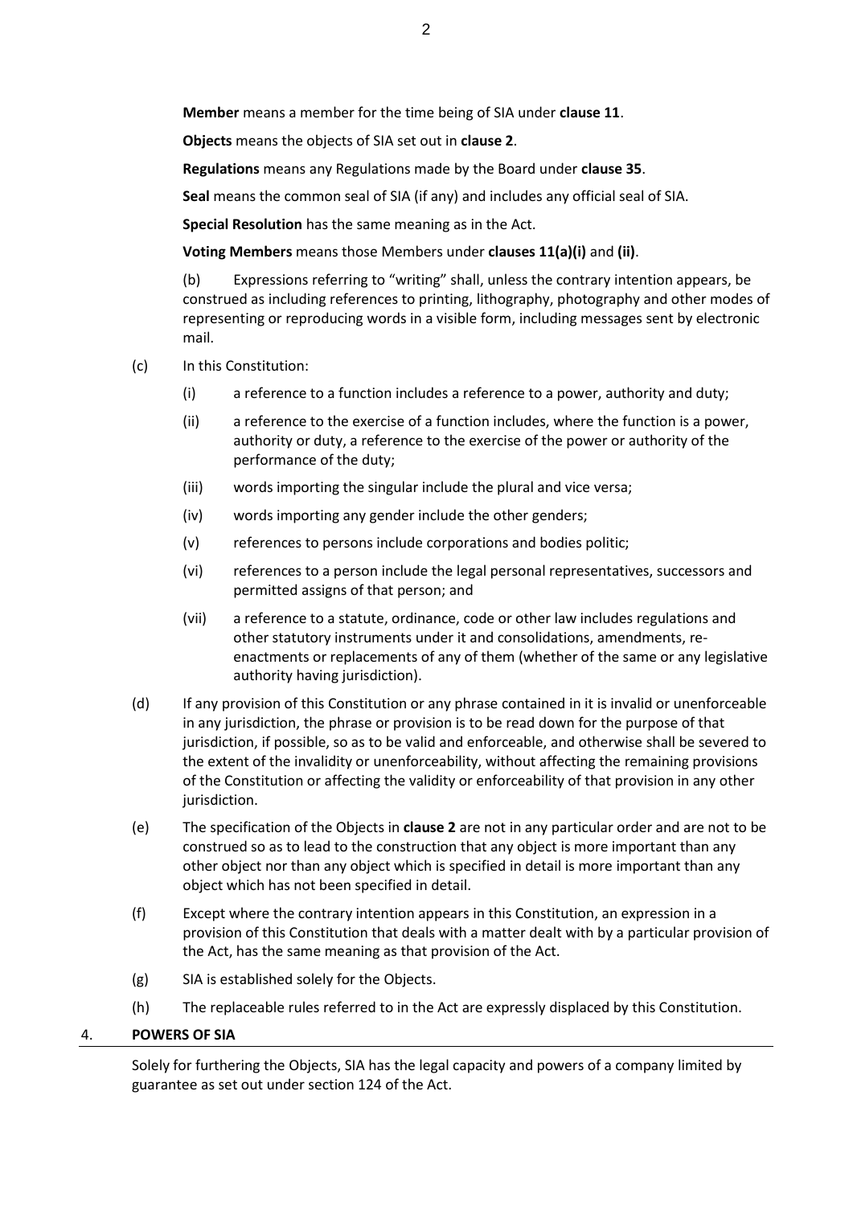**Member** means a member for the time being of SIA under **clause 11**.

**Objects** means the objects of SIA set out in **clause 2**.

**Regulations** means any Regulations made by the Board under **clause 35**.

**Seal** means the common seal of SIA (if any) and includes any official seal of SIA.

**Special Resolution** has the same meaning as in the Act.

**Voting Members** means those Members under **clauses 11(a)(i)** and **(ii)**.

(b) Expressions referring to "writing" shall, unless the contrary intention appears, be construed as including references to printing, lithography, photography and other modes of representing or reproducing words in a visible form, including messages sent by electronic mail.

(c) In this Constitution:

(i) a reference to a function includes a reference to a power, authority and duty;

(ii) a reference to the exercise of a function includes, where the function is a power, authority or duty, a reference to the exercise of the power or authority of the performance of the duty;

(iii) words importing the singular include the plural and vice versa;

(iv) words importing any gender include the other genders;

(v) references to persons include corporations and bodies politic;

(vi) references to a person include the legal personal representatives, successors and permitted assigns of that person; and

(vii) a reference to a statute, ordinance, code or other law includes regulations and other statutory instruments under it and consolidations, amendments, re-enactments or replacements of any of them (whether of the same or any legislative authority having jurisdiction).

(d) If any provision of this Constitution or any phrase contained in it is invalid or unenforceable in any jurisdiction, the phrase or provision is to be read down for the purpose of that jurisdiction, if possible, so as to be valid and enforceable, and otherwise shall be severed to the extent of the invalidity or unenforceability, without affecting the remaining provisions of the Constitution or affecting the validity or enforceability of that provision in any other jurisdiction.

(e) The specification of the Objects in **clause 2** are not in any particular order and are not to be construed so as to lead to the construction that any object is more important than any other object nor than any object which is specified in detail is more important than any object which has not been specified in detail.

(f) Except where the contrary intention appears in this Constitution, an expression in a provision of this Constitution that deals with a matter dealt with by a particular provision of the Act, has the same meaning as that provision of the Act.

(g) SIA is established solely for the Objects.

(h) The replaceable rules referred to in the Act are expressly displaced by this Constitution.

## 4. POWERS OF SIA

Solely for furthering the Objects, SIA has the legal capacity and powers of a company limited by guarantee as set out under section 124 of the Act.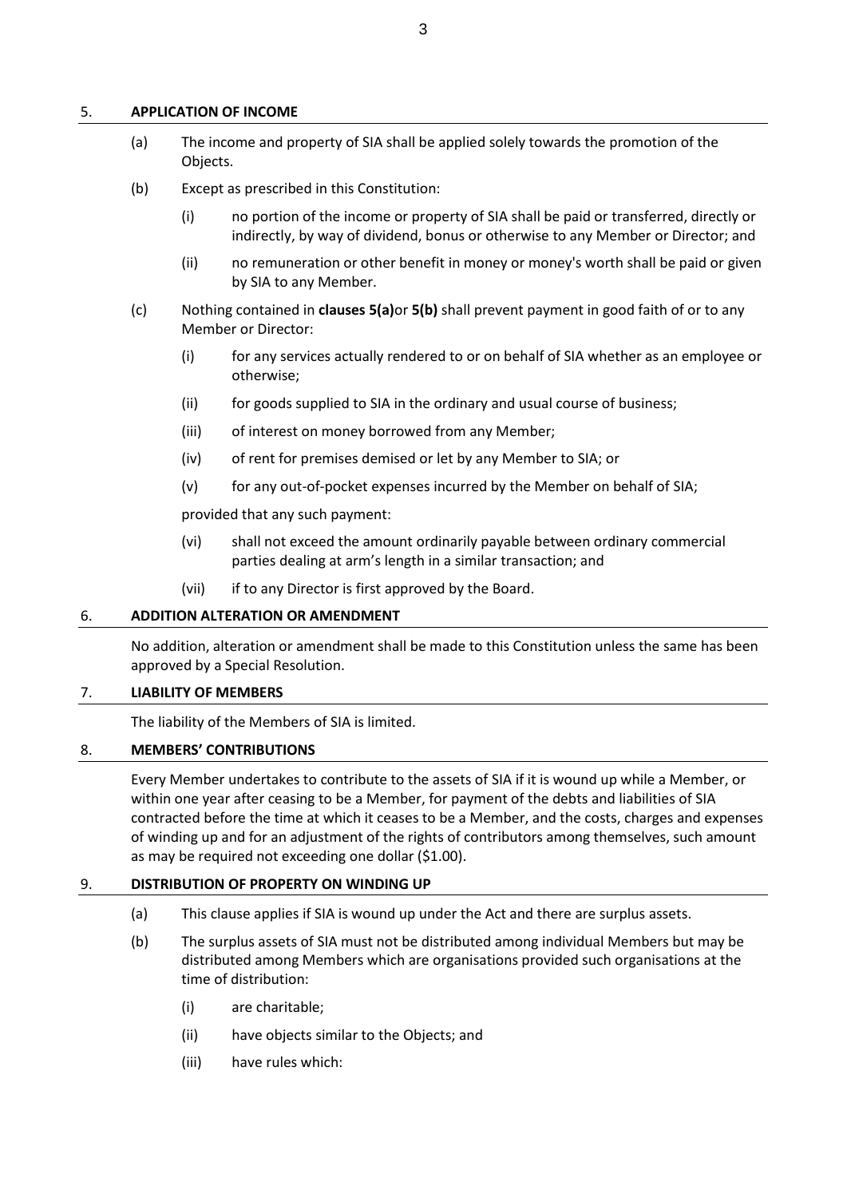## 5. APPLICATION OF INCOME

(a) The income and property of SIA shall be applied solely towards the promotion of the Objects.

(b) Except as prescribed in this Constitution:

  (i) no portion of the income or property of SIA shall be paid or transferred, directly or indirectly, by way of dividend, bonus or otherwise to any Member or Director; and

  (ii) no remuneration or other benefit in money or money's worth shall be paid or given by SIA to any Member.

(c) Nothing contained in **clauses 5(a)**or **5(b)** shall prevent payment in good faith of or to any Member or Director:

  (i) for any services actually rendered to or on behalf of SIA whether as an employee or otherwise;

  (ii) for goods supplied to SIA in the ordinary and usual course of business;

  (iii) of interest on money borrowed from any Member;

  (iv) of rent for premises demised or let by any Member to SIA; or

  (v) for any out-of-pocket expenses incurred by the Member on behalf of SIA;

  provided that any such payment:

  (vi) shall not exceed the amount ordinarily payable between ordinary commercial parties dealing at arm's length in a similar transaction; and

  (vii) if to any Director is first approved by the Board.

## 6. ADDITION ALTERATION OR AMENDMENT

No addition, alteration or amendment shall be made to this Constitution unless the same has been approved by a Special Resolution.

## 7. LIABILITY OF MEMBERS

The liability of the Members of SIA is limited.

## 8. MEMBERS' CONTRIBUTIONS

Every Member undertakes to contribute to the assets of SIA if it is wound up while a Member, or within one year after ceasing to be a Member, for payment of the debts and liabilities of SIA contracted before the time at which it ceases to be a Member, and the costs, charges and expenses of winding up and for an adjustment of the rights of contributors among themselves, such amount as may be required not exceeding one dollar ($1.00).

## 9. DISTRIBUTION OF PROPERTY ON WINDING UP

(a) This clause applies if SIA is wound up under the Act and there are surplus assets.

(b) The surplus assets of SIA must not be distributed among individual Members but may be distributed among Members which are organisations provided such organisations at the time of distribution:

  (i) are charitable;

  (ii) have objects similar to the Objects; and

  (iii) have rules which: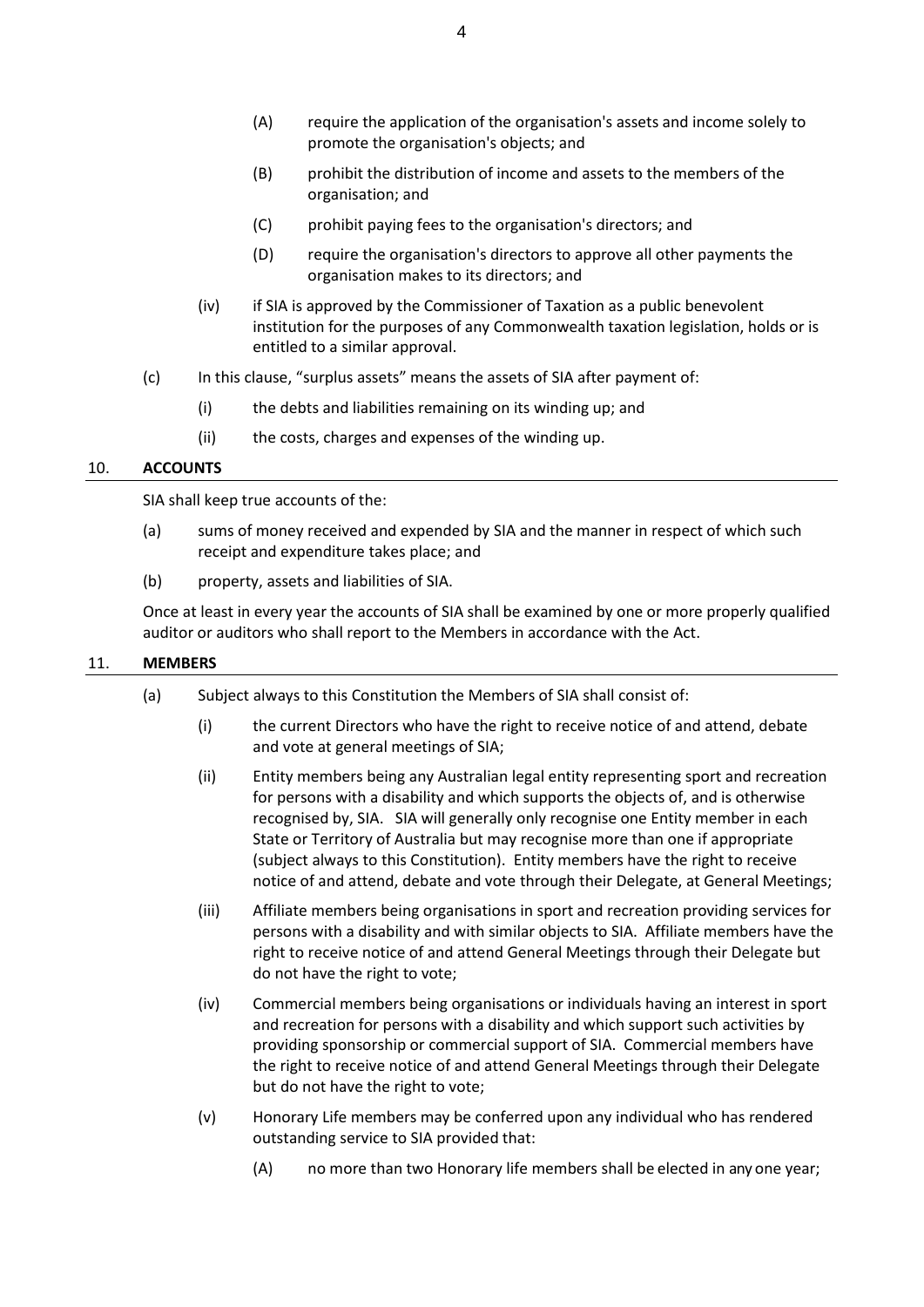(A) require the application of the organisation's assets and income solely to promote the organisation's objects; and

(B) prohibit the distribution of income and assets to the members of the organisation; and

(C) prohibit paying fees to the organisation's directors; and

(D) require the organisation's directors to approve all other payments the organisation makes to its directors; and

(iv) if SIA is approved by the Commissioner of Taxation as a public benevolent institution for the purposes of any Commonwealth taxation legislation, holds or is entitled to a similar approval.

(c) In this clause, "surplus assets" means the assets of SIA after payment of:

(i) the debts and liabilities remaining on its winding up; and

(ii) the costs, charges and expenses of the winding up.

## 10. ACCOUNTS

SIA shall keep true accounts of the:

(a) sums of money received and expended by SIA and the manner in respect of which such receipt and expenditure takes place; and

(b) property, assets and liabilities of SIA.

Once at least in every year the accounts of SIA shall be examined by one or more properly qualified auditor or auditors who shall report to the Members in accordance with the Act.

## 11. MEMBERS

(a) Subject always to this Constitution the Members of SIA shall consist of:

(i) the current Directors who have the right to receive notice of and attend, debate and vote at general meetings of SIA;

(ii) Entity members being any Australian legal entity representing sport and recreation for persons with a disability and which supports the objects of, and is otherwise recognised by, SIA. SIA will generally only recognise one Entity member in each State or Territory of Australia but may recognise more than one if appropriate (subject always to this Constitution). Entity members have the right to receive notice of and attend, debate and vote through their Delegate, at General Meetings;

(iii) Affiliate members being organisations in sport and recreation providing services for persons with a disability and with similar objects to SIA. Affiliate members have the right to receive notice of and attend General Meetings through their Delegate but do not have the right to vote;

(iv) Commercial members being organisations or individuals having an interest in sport and recreation for persons with a disability and which support such activities by providing sponsorship or commercial support of SIA. Commercial members have the right to receive notice of and attend General Meetings through their Delegate but do not have the right to vote;

(v) Honorary Life members may be conferred upon any individual who has rendered outstanding service to SIA provided that:

(A) no more than two Honorary life members shall be elected in any one year;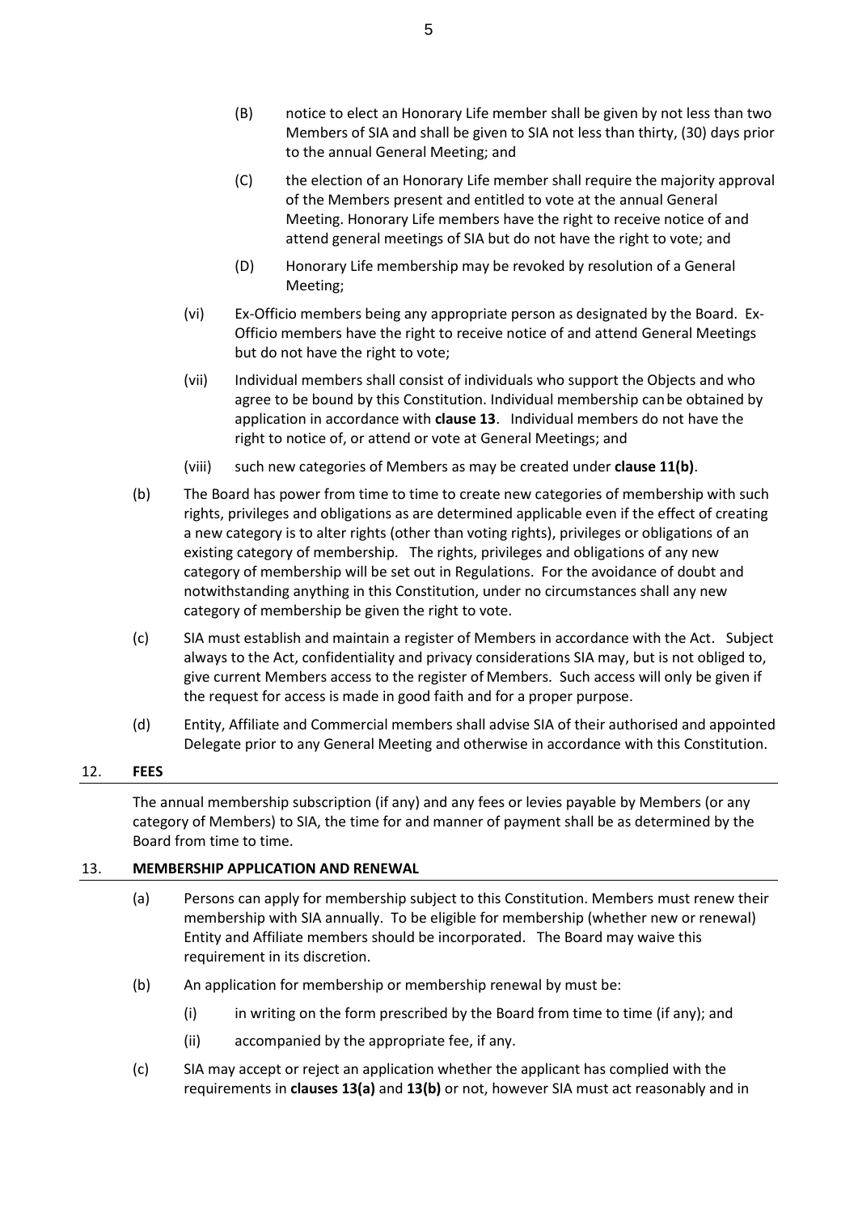(B) notice to elect an Honorary Life member shall be given by not less than two Members of SIA and shall be given to SIA not less than thirty, (30) days prior to the annual General Meeting; and

(C) the election of an Honorary Life member shall require the majority approval of the Members present and entitled to vote at the annual General Meeting. Honorary Life members have the right to receive notice of and attend general meetings of SIA but do not have the right to vote; and

(D) Honorary Life membership may be revoked by resolution of a General Meeting;

(vi) Ex-Officio members being any appropriate person as designated by the Board. Ex-Officio members have the right to receive notice of and attend General Meetings but do not have the right to vote;

(vii) Individual members shall consist of individuals who support the Objects and who agree to be bound by this Constitution. Individual membership can be obtained by application in accordance with **clause 13**. Individual members do not have the right to notice of, or attend or vote at General Meetings; and

(viii) such new categories of Members as may be created under **clause 11(b)**.

(b) The Board has power from time to time to create new categories of membership with such rights, privileges and obligations as are determined applicable even if the effect of creating a new category is to alter rights (other than voting rights), privileges or obligations of an existing category of membership. The rights, privileges and obligations of any new category of membership will be set out in Regulations. For the avoidance of doubt and notwithstanding anything in this Constitution, under no circumstances shall any new category of membership be given the right to vote.

(c) SIA must establish and maintain a register of Members in accordance with the Act. Subject always to the Act, confidentiality and privacy considerations SIA may, but is not obliged to, give current Members access to the register of Members. Such access will only be given if the request for access is made in good faith and for a proper purpose.

(d) Entity, Affiliate and Commercial members shall advise SIA of their authorised and appointed Delegate prior to any General Meeting and otherwise in accordance with this Constitution.

## 12. FEES

The annual membership subscription (if any) and any fees or levies payable by Members (or any category of Members) to SIA, the time for and manner of payment shall be as determined by the Board from time to time.

## 13. MEMBERSHIP APPLICATION AND RENEWAL

(a) Persons can apply for membership subject to this Constitution. Members must renew their membership with SIA annually. To be eligible for membership (whether new or renewal) Entity and Affiliate members should be incorporated. The Board may waive this requirement in its discretion.

(b) An application for membership or membership renewal by must be:

(i) in writing on the form prescribed by the Board from time to time (if any); and

(ii) accompanied by the appropriate fee, if any.

(c) SIA may accept or reject an application whether the applicant has complied with the requirements in **clauses 13(a)** and **13(b)** or not, however SIA must act reasonably and in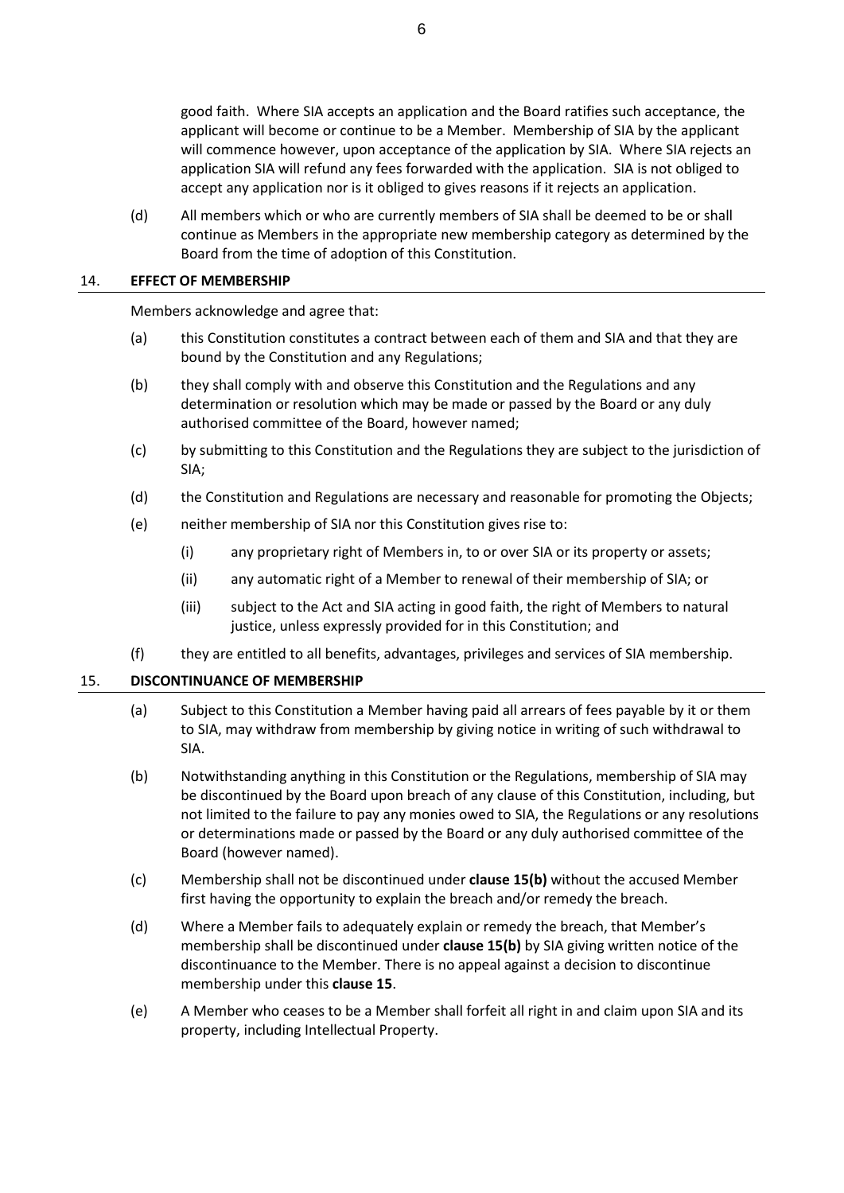good faith. Where SIA accepts an application and the Board ratifies such acceptance, the applicant will become or continue to be a Member. Membership of SIA by the applicant will commence however, upon acceptance of the application by SIA. Where SIA rejects an application SIA will refund any fees forwarded with the application. SIA is not obliged to accept any application nor is it obliged to gives reasons if it rejects an application.

(d) All members which or who are currently members of SIA shall be deemed to be or shall continue as Members in the appropriate new membership category as determined by the Board from the time of adoption of this Constitution.

## 14. EFFECT OF MEMBERSHIP

Members acknowledge and agree that:

(a) this Constitution constitutes a contract between each of them and SIA and that they are bound by the Constitution and any Regulations;

(b) they shall comply with and observe this Constitution and the Regulations and any determination or resolution which may be made or passed by the Board or any duly authorised committee of the Board, however named;

(c) by submitting to this Constitution and the Regulations they are subject to the jurisdiction of SIA;

(d) the Constitution and Regulations are necessary and reasonable for promoting the Objects;

(e) neither membership of SIA nor this Constitution gives rise to:

(i) any proprietary right of Members in, to or over SIA or its property or assets;

(ii) any automatic right of a Member to renewal of their membership of SIA; or

(iii) subject to the Act and SIA acting in good faith, the right of Members to natural justice, unless expressly provided for in this Constitution; and

(f) they are entitled to all benefits, advantages, privileges and services of SIA membership.

## 15. DISCONTINUANCE OF MEMBERSHIP

(a) Subject to this Constitution a Member having paid all arrears of fees payable by it or them to SIA, may withdraw from membership by giving notice in writing of such withdrawal to SIA.

(b) Notwithstanding anything in this Constitution or the Regulations, membership of SIA may be discontinued by the Board upon breach of any clause of this Constitution, including, but not limited to the failure to pay any monies owed to SIA, the Regulations or any resolutions or determinations made or passed by the Board or any duly authorised committee of the Board (however named).

(c) Membership shall not be discontinued under **clause 15(b)** without the accused Member first having the opportunity to explain the breach and/or remedy the breach.

(d) Where a Member fails to adequately explain or remedy the breach, that Member's membership shall be discontinued under **clause 15(b)** by SIA giving written notice of the discontinuance to the Member. There is no appeal against a decision to discontinue membership under this **clause 15**.

(e) A Member who ceases to be a Member shall forfeit all right in and claim upon SIA and its property, including Intellectual Property.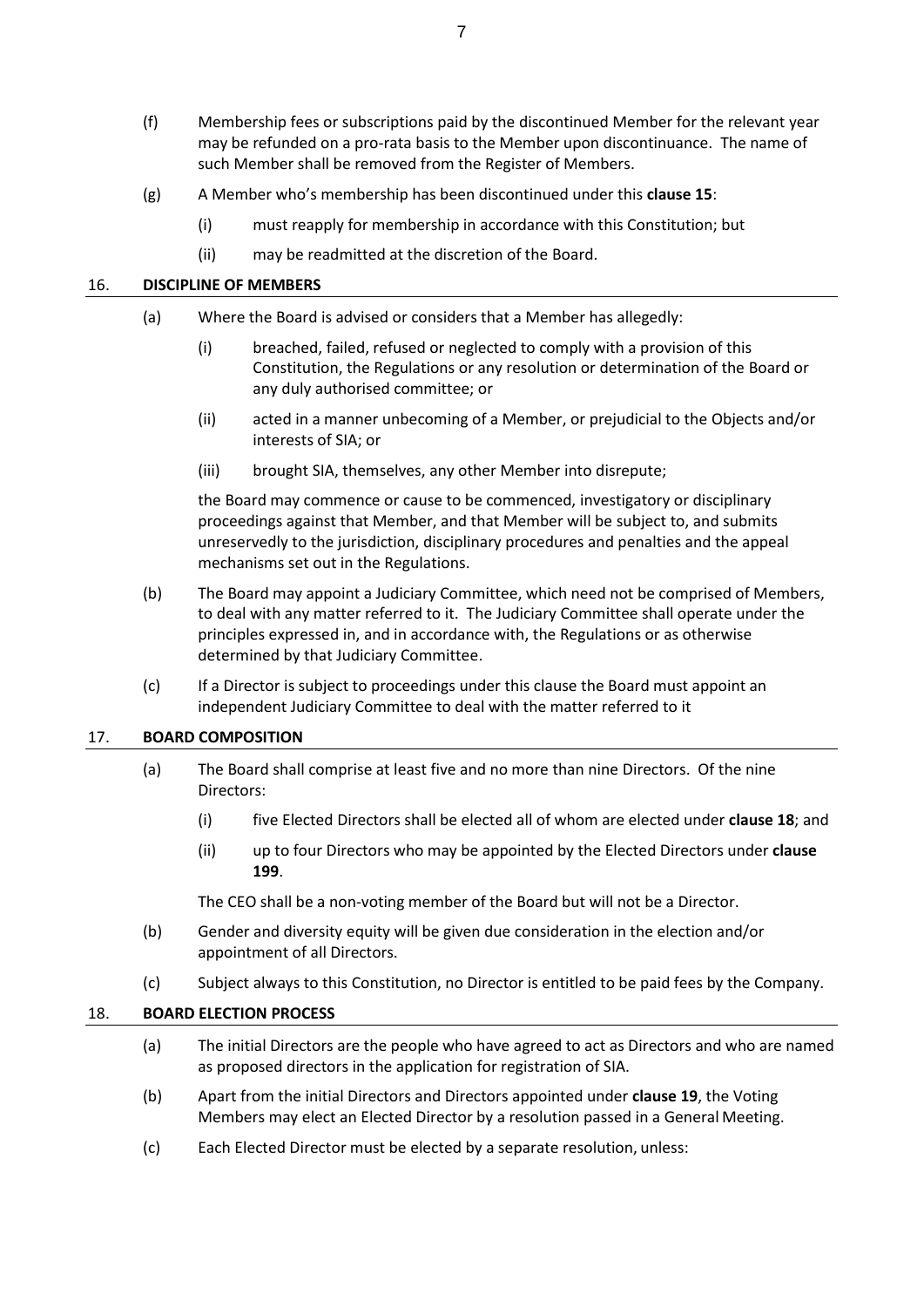(f) Membership fees or subscriptions paid by the discontinued Member for the relevant year may be refunded on a pro-rata basis to the Member upon discontinuance. The name of such Member shall be removed from the Register of Members.

(g) A Member who's membership has been discontinued under this **clause 15**:

  (i) must reapply for membership in accordance with this Constitution; but

  (ii) may be readmitted at the discretion of the Board.

## 16. DISCIPLINE OF MEMBERS

(a) Where the Board is advised or considers that a Member has allegedly:

  (i) breached, failed, refused or neglected to comply with a provision of this Constitution, the Regulations or any resolution or determination of the Board or any duly authorised committee; or

  (ii) acted in a manner unbecoming of a Member, or prejudicial to the Objects and/or interests of SIA; or

  (iii) brought SIA, themselves, any other Member into disrepute;

the Board may commence or cause to be commenced, investigatory or disciplinary proceedings against that Member, and that Member will be subject to, and submits unreservedly to the jurisdiction, disciplinary procedures and penalties and the appeal mechanisms set out in the Regulations.

(b) The Board may appoint a Judiciary Committee, which need not be comprised of Members, to deal with any matter referred to it. The Judiciary Committee shall operate under the principles expressed in, and in accordance with, the Regulations or as otherwise determined by that Judiciary Committee.

(c) If a Director is subject to proceedings under this clause the Board must appoint an independent Judiciary Committee to deal with the matter referred to it

## 17. BOARD COMPOSITION

(a) The Board shall comprise at least five and no more than nine Directors. Of the nine Directors:

  (i) five Elected Directors shall be elected all of whom are elected under **clause 18**; and

  (ii) up to four Directors who may be appointed by the Elected Directors under **clause 199**.

The CEO shall be a non-voting member of the Board but will not be a Director.

(b) Gender and diversity equity will be given due consideration in the election and/or appointment of all Directors.

(c) Subject always to this Constitution, no Director is entitled to be paid fees by the Company.

## 18. BOARD ELECTION PROCESS

(a) The initial Directors are the people who have agreed to act as Directors and who are named as proposed directors in the application for registration of SIA.

(b) Apart from the initial Directors and Directors appointed under **clause 19**, the Voting Members may elect an Elected Director by a resolution passed in a General Meeting.

(c) Each Elected Director must be elected by a separate resolution, unless: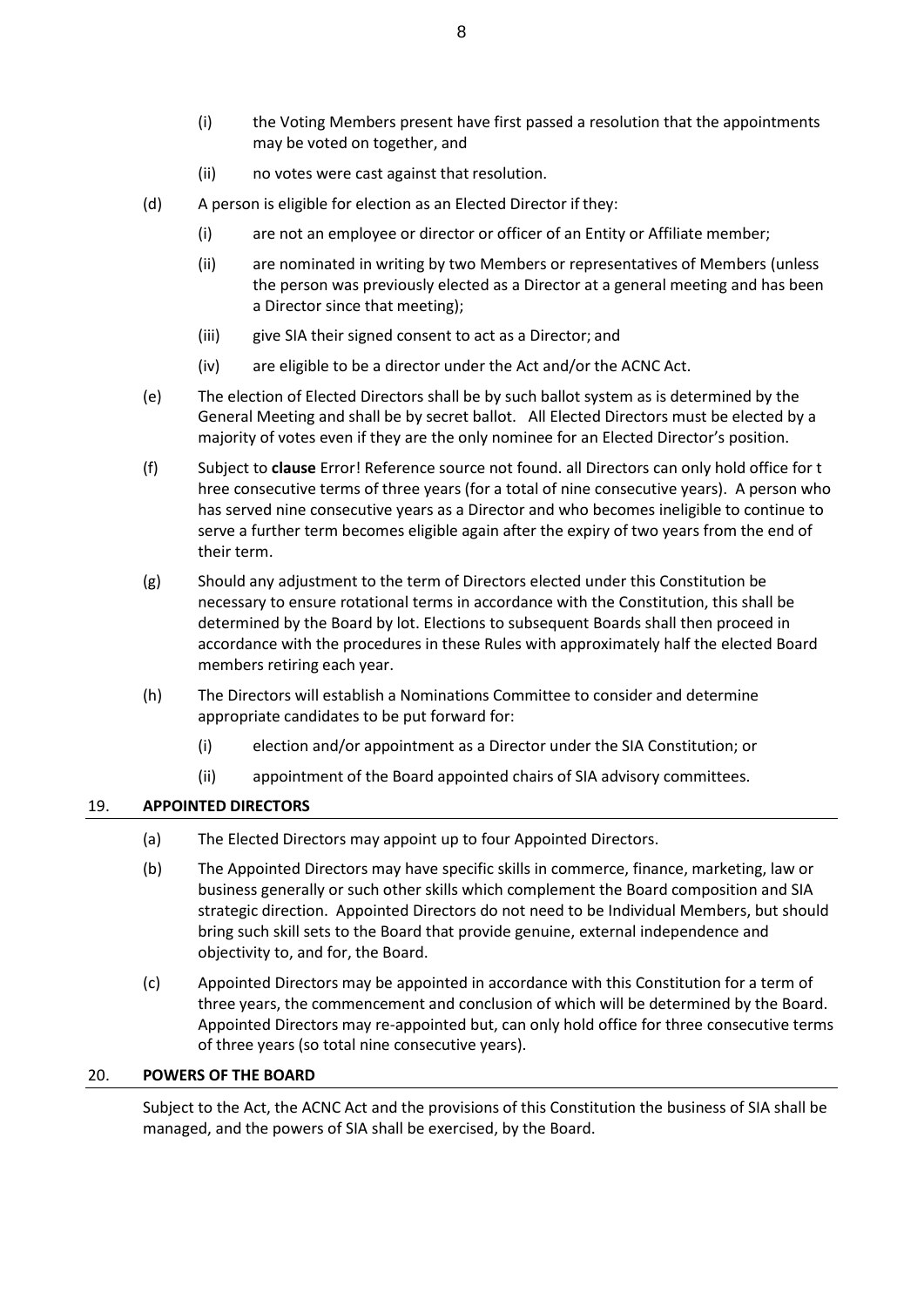(i) the Voting Members present have first passed a resolution that the appointments may be voted on together, and

(ii) no votes were cast against that resolution.

(d) A person is eligible for election as an Elected Director if they:

(i) are not an employee or director or officer of an Entity or Affiliate member;

(ii) are nominated in writing by two Members or representatives of Members (unless the person was previously elected as a Director at a general meeting and has been a Director since that meeting);

(iii) give SIA their signed consent to act as a Director; and

(iv) are eligible to be a director under the Act and/or the ACNC Act.

(e) The election of Elected Directors shall be by such ballot system as is determined by the General Meeting and shall be by secret ballot. All Elected Directors must be elected by a majority of votes even if they are the only nominee for an Elected Director's position.

(f) Subject to **clause** Error! Reference source not found. all Directors can only hold office for t hree consecutive terms of three years (for a total of nine consecutive years). A person who has served nine consecutive years as a Director and who becomes ineligible to continue to serve a further term becomes eligible again after the expiry of two years from the end of their term.

(g) Should any adjustment to the term of Directors elected under this Constitution be necessary to ensure rotational terms in accordance with the Constitution, this shall be determined by the Board by lot. Elections to subsequent Boards shall then proceed in accordance with the procedures in these Rules with approximately half the elected Board members retiring each year.

(h) The Directors will establish a Nominations Committee to consider and determine appropriate candidates to be put forward for:

(i) election and/or appointment as a Director under the SIA Constitution; or

(ii) appointment of the Board appointed chairs of SIA advisory committees.

## 19. APPOINTED DIRECTORS

(a) The Elected Directors may appoint up to four Appointed Directors.

(b) The Appointed Directors may have specific skills in commerce, finance, marketing, law or business generally or such other skills which complement the Board composition and SIA strategic direction. Appointed Directors do not need to be Individual Members, but should bring such skill sets to the Board that provide genuine, external independence and objectivity to, and for, the Board.

(c) Appointed Directors may be appointed in accordance with this Constitution for a term of three years, the commencement and conclusion of which will be determined by the Board. Appointed Directors may re-appointed but, can only hold office for three consecutive terms of three years (so total nine consecutive years).

## 20. POWERS OF THE BOARD

Subject to the Act, the ACNC Act and the provisions of this Constitution the business of SIA shall be managed, and the powers of SIA shall be exercised, by the Board.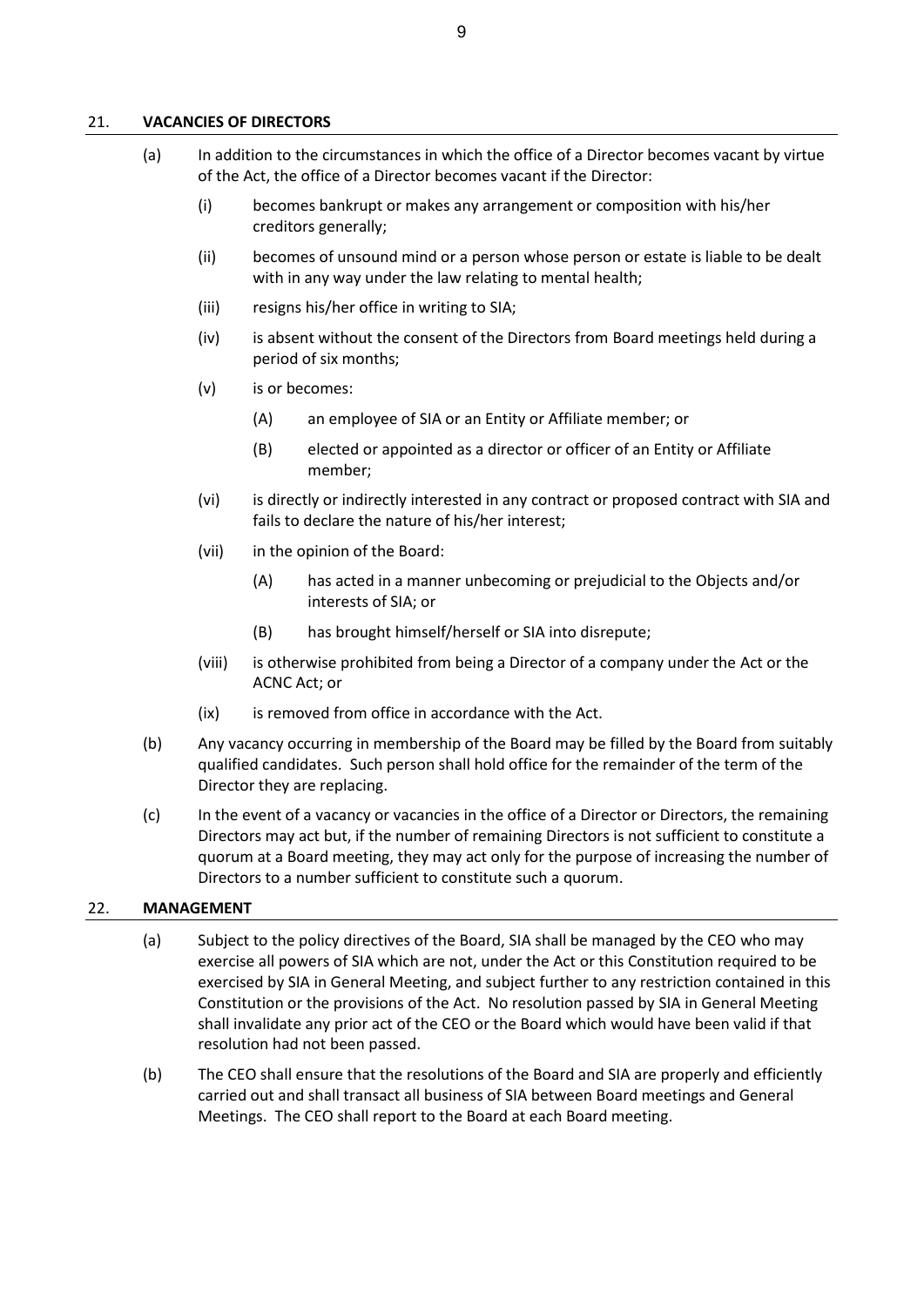## 21. VACANCIES OF DIRECTORS

(a) In addition to the circumstances in which the office of a Director becomes vacant by virtue of the Act, the office of a Director becomes vacant if the Director:

(i) becomes bankrupt or makes any arrangement or composition with his/her creditors generally;

(ii) becomes of unsound mind or a person whose person or estate is liable to be dealt with in any way under the law relating to mental health;

(iii) resigns his/her office in writing to SIA;

(iv) is absent without the consent of the Directors from Board meetings held during a period of six months;

(v) is or becomes:

(A) an employee of SIA or an Entity or Affiliate member; or

(B) elected or appointed as a director or officer of an Entity or Affiliate member;

(vi) is directly or indirectly interested in any contract or proposed contract with SIA and fails to declare the nature of his/her interest;

(vii) in the opinion of the Board:

(A) has acted in a manner unbecoming or prejudicial to the Objects and/or interests of SIA; or

(B) has brought himself/herself or SIA into disrepute;

(viii) is otherwise prohibited from being a Director of a company under the Act or the ACNC Act; or

(ix) is removed from office in accordance with the Act.

(b) Any vacancy occurring in membership of the Board may be filled by the Board from suitably qualified candidates. Such person shall hold office for the remainder of the term of the Director they are replacing.

(c) In the event of a vacancy or vacancies in the office of a Director or Directors, the remaining Directors may act but, if the number of remaining Directors is not sufficient to constitute a quorum at a Board meeting, they may act only for the purpose of increasing the number of Directors to a number sufficient to constitute such a quorum.

## 22. MANAGEMENT

(a) Subject to the policy directives of the Board, SIA shall be managed by the CEO who may exercise all powers of SIA which are not, under the Act or this Constitution required to be exercised by SIA in General Meeting, and subject further to any restriction contained in this Constitution or the provisions of the Act. No resolution passed by SIA in General Meeting shall invalidate any prior act of the CEO or the Board which would have been valid if that resolution had not been passed.

(b) The CEO shall ensure that the resolutions of the Board and SIA are properly and efficiently carried out and shall transact all business of SIA between Board meetings and General Meetings. The CEO shall report to the Board at each Board meeting.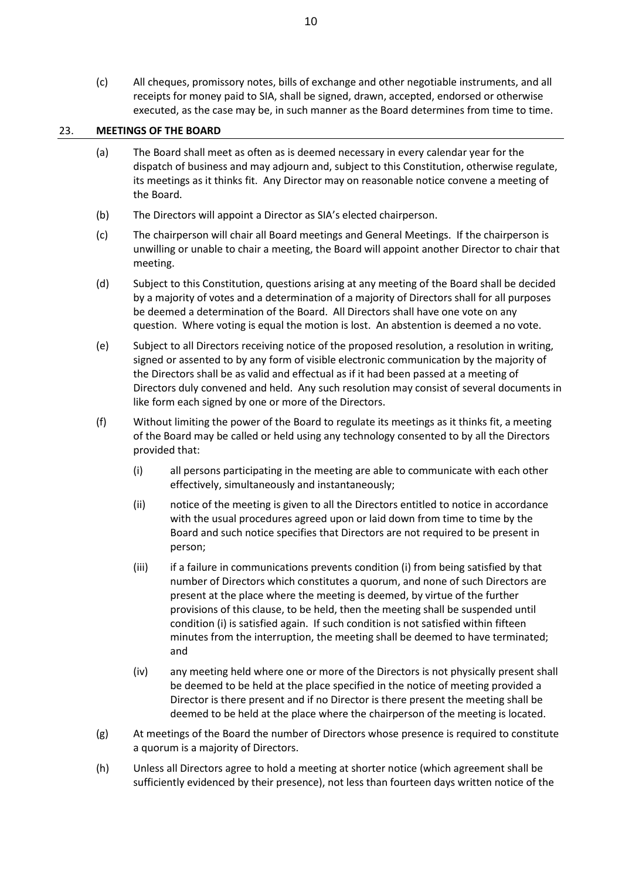(c) All cheques, promissory notes, bills of exchange and other negotiable instruments, and all receipts for money paid to SIA, shall be signed, drawn, accepted, endorsed or otherwise executed, as the case may be, in such manner as the Board determines from time to time.

## 23. MEETINGS OF THE BOARD

(a) The Board shall meet as often as is deemed necessary in every calendar year for the dispatch of business and may adjourn and, subject to this Constitution, otherwise regulate, its meetings as it thinks fit. Any Director may on reasonable notice convene a meeting of the Board.

(b) The Directors will appoint a Director as SIA's elected chairperson.

(c) The chairperson will chair all Board meetings and General Meetings. If the chairperson is unwilling or unable to chair a meeting, the Board will appoint another Director to chair that meeting.

(d) Subject to this Constitution, questions arising at any meeting of the Board shall be decided by a majority of votes and a determination of a majority of Directors shall for all purposes be deemed a determination of the Board. All Directors shall have one vote on any question. Where voting is equal the motion is lost. An abstention is deemed a no vote.

(e) Subject to all Directors receiving notice of the proposed resolution, a resolution in writing, signed or assented to by any form of visible electronic communication by the majority of the Directors shall be as valid and effectual as if it had been passed at a meeting of Directors duly convened and held. Any such resolution may consist of several documents in like form each signed by one or more of the Directors.

(f) Without limiting the power of the Board to regulate its meetings as it thinks fit, a meeting of the Board may be called or held using any technology consented to by all the Directors provided that:

   (i) all persons participating in the meeting are able to communicate with each other effectively, simultaneously and instantaneously;

   (ii) notice of the meeting is given to all the Directors entitled to notice in accordance with the usual procedures agreed upon or laid down from time to time by the Board and such notice specifies that Directors are not required to be present in person;

   (iii) if a failure in communications prevents condition (i) from being satisfied by that number of Directors which constitutes a quorum, and none of such Directors are present at the place where the meeting is deemed, by virtue of the further provisions of this clause, to be held, then the meeting shall be suspended until condition (i) is satisfied again. If such condition is not satisfied within fifteen minutes from the interruption, the meeting shall be deemed to have terminated; and

   (iv) any meeting held where one or more of the Directors is not physically present shall be deemed to be held at the place specified in the notice of meeting provided a Director is there present and if no Director is there present the meeting shall be deemed to be held at the place where the chairperson of the meeting is located.

(g) At meetings of the Board the number of Directors whose presence is required to constitute a quorum is a majority of Directors.

(h) Unless all Directors agree to hold a meeting at shorter notice (which agreement shall be sufficiently evidenced by their presence), not less than fourteen days written notice of the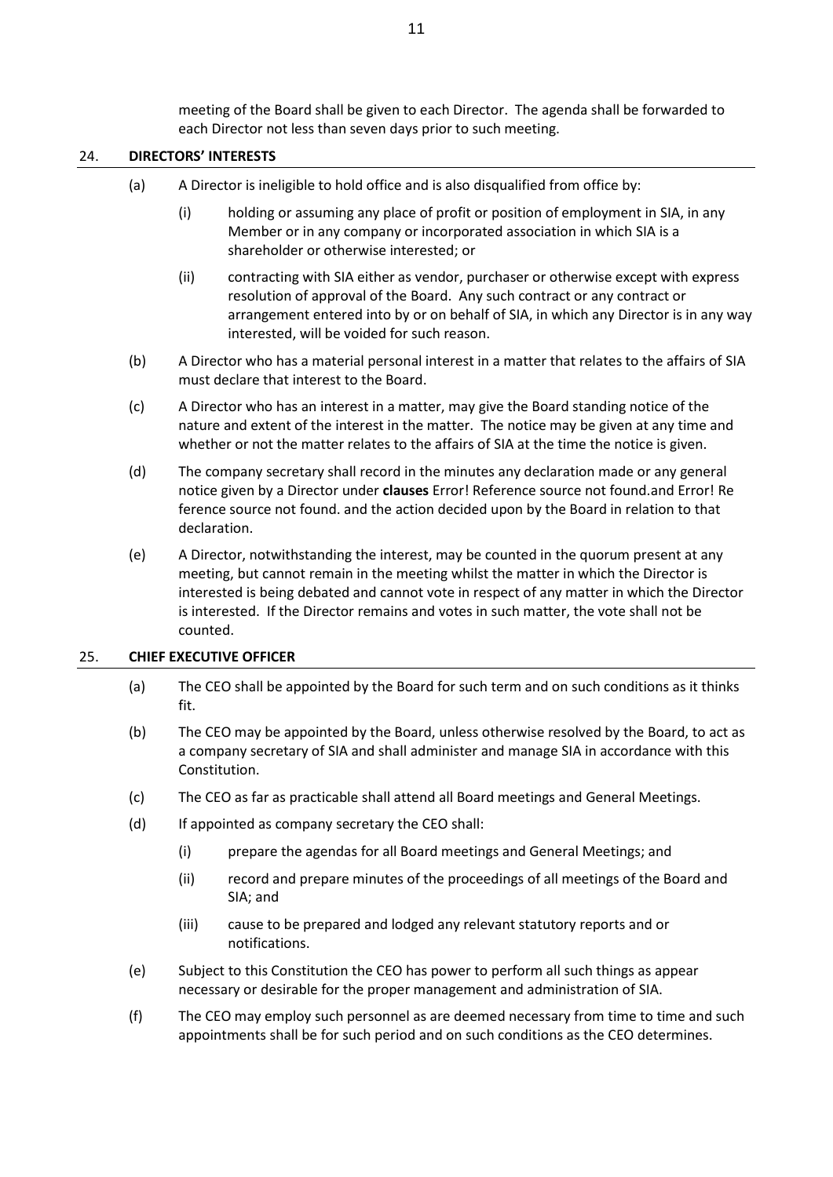meeting of the Board shall be given to each Director. The agenda shall be forwarded to each Director not less than seven days prior to such meeting.

## 24. DIRECTORS' INTERESTS

(a) A Director is ineligible to hold office and is also disqualified from office by:

   (i) holding or assuming any place of profit or position of employment in SIA, in any Member or in any company or incorporated association in which SIA is a shareholder or otherwise interested; or

   (ii) contracting with SIA either as vendor, purchaser or otherwise except with express resolution of approval of the Board. Any such contract or any contract or arrangement entered into by or on behalf of SIA, in which any Director is in any way interested, will be voided for such reason.

(b) A Director who has a material personal interest in a matter that relates to the affairs of SIA must declare that interest to the Board.

(c) A Director who has an interest in a matter, may give the Board standing notice of the nature and extent of the interest in the matter. The notice may be given at any time and whether or not the matter relates to the affairs of SIA at the time the notice is given.

(d) The company secretary shall record in the minutes any declaration made or any general notice given by a Director under **clauses** Error! Reference source not found.and Error! Reference source not found. and the action decided upon by the Board in relation to that declaration.

(e) A Director, notwithstanding the interest, may be counted in the quorum present at any meeting, but cannot remain in the meeting whilst the matter in which the Director is interested is being debated and cannot vote in respect of any matter in which the Director is interested. If the Director remains and votes in such matter, the vote shall not be counted.

## 25. CHIEF EXECUTIVE OFFICER

(a) The CEO shall be appointed by the Board for such term and on such conditions as it thinks fit.

(b) The CEO may be appointed by the Board, unless otherwise resolved by the Board, to act as a company secretary of SIA and shall administer and manage SIA in accordance with this Constitution.

(c) The CEO as far as practicable shall attend all Board meetings and General Meetings.

(d) If appointed as company secretary the CEO shall:

   (i) prepare the agendas for all Board meetings and General Meetings; and

   (ii) record and prepare minutes of the proceedings of all meetings of the Board and SIA; and

   (iii) cause to be prepared and lodged any relevant statutory reports and or notifications.

(e) Subject to this Constitution the CEO has power to perform all such things as appear necessary or desirable for the proper management and administration of SIA.

(f) The CEO may employ such personnel as are deemed necessary from time to time and such appointments shall be for such period and on such conditions as the CEO determines.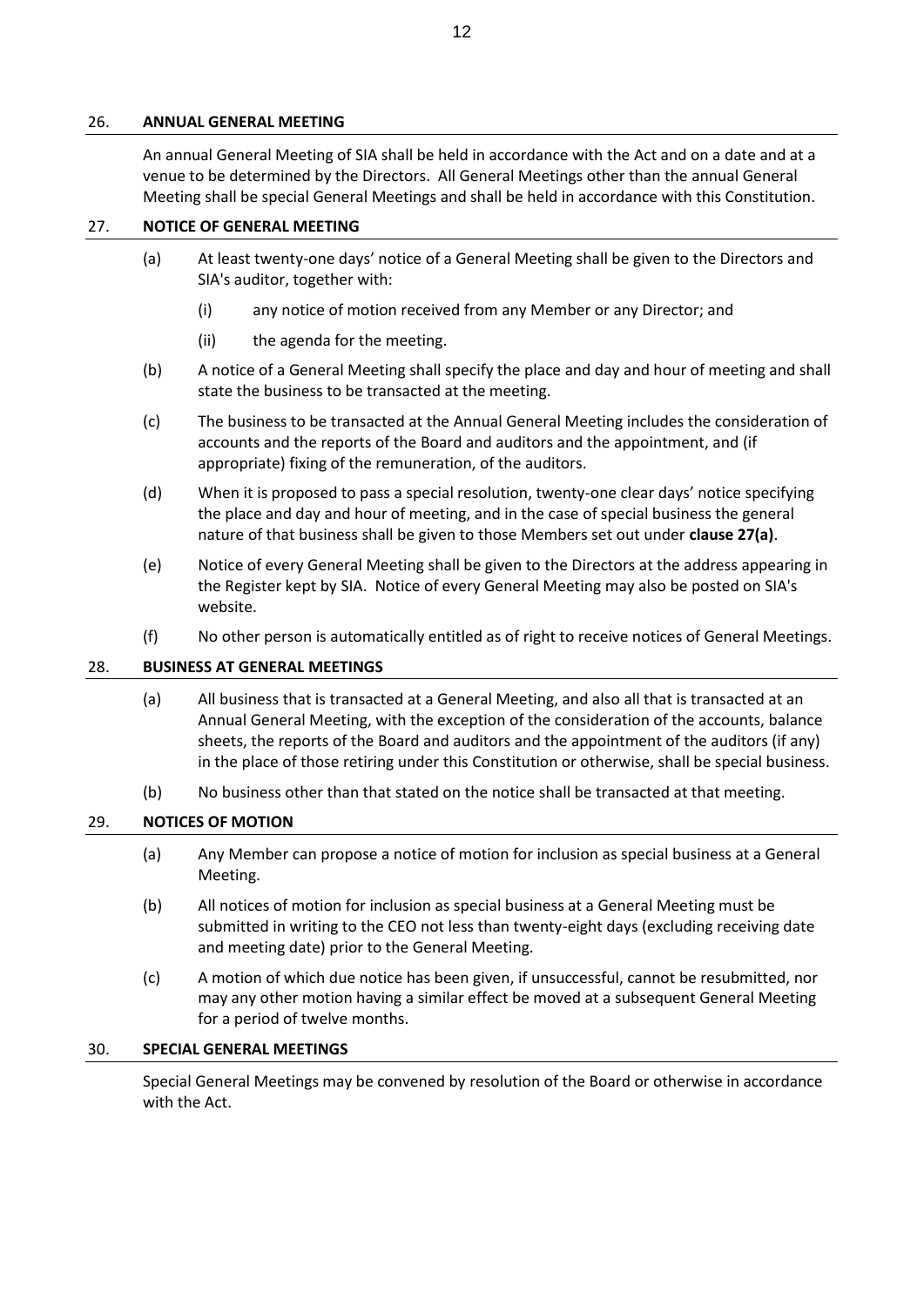## 26. ANNUAL GENERAL MEETING

An annual General Meeting of SIA shall be held in accordance with the Act and on a date and at a venue to be determined by the Directors. All General Meetings other than the annual General Meeting shall be special General Meetings and shall be held in accordance with this Constitution.

## 27. NOTICE OF GENERAL MEETING

(a) At least twenty-one days' notice of a General Meeting shall be given to the Directors and SIA's auditor, together with:

  (i) any notice of motion received from any Member or any Director; and

  (ii) the agenda for the meeting.

(b) A notice of a General Meeting shall specify the place and day and hour of meeting and shall state the business to be transacted at the meeting.

(c) The business to be transacted at the Annual General Meeting includes the consideration of accounts and the reports of the Board and auditors and the appointment, and (if appropriate) fixing of the remuneration, of the auditors.

(d) When it is proposed to pass a special resolution, twenty-one clear days' notice specifying the place and day and hour of meeting, and in the case of special business the general nature of that business shall be given to those Members set out under **clause 27(a)**.

(e) Notice of every General Meeting shall be given to the Directors at the address appearing in the Register kept by SIA. Notice of every General Meeting may also be posted on SIA's website.

(f) No other person is automatically entitled as of right to receive notices of General Meetings.

## 28. BUSINESS AT GENERAL MEETINGS

(a) All business that is transacted at a General Meeting, and also all that is transacted at an Annual General Meeting, with the exception of the consideration of the accounts, balance sheets, the reports of the Board and auditors and the appointment of the auditors (if any) in the place of those retiring under this Constitution or otherwise, shall be special business.

(b) No business other than that stated on the notice shall be transacted at that meeting.

## 29. NOTICES OF MOTION

(a) Any Member can propose a notice of motion for inclusion as special business at a General Meeting.

(b) All notices of motion for inclusion as special business at a General Meeting must be submitted in writing to the CEO not less than twenty-eight days (excluding receiving date and meeting date) prior to the General Meeting.

(c) A motion of which due notice has been given, if unsuccessful, cannot be resubmitted, nor may any other motion having a similar effect be moved at a subsequent General Meeting for a period of twelve months.

## 30. SPECIAL GENERAL MEETINGS

Special General Meetings may be convened by resolution of the Board or otherwise in accordance with the Act.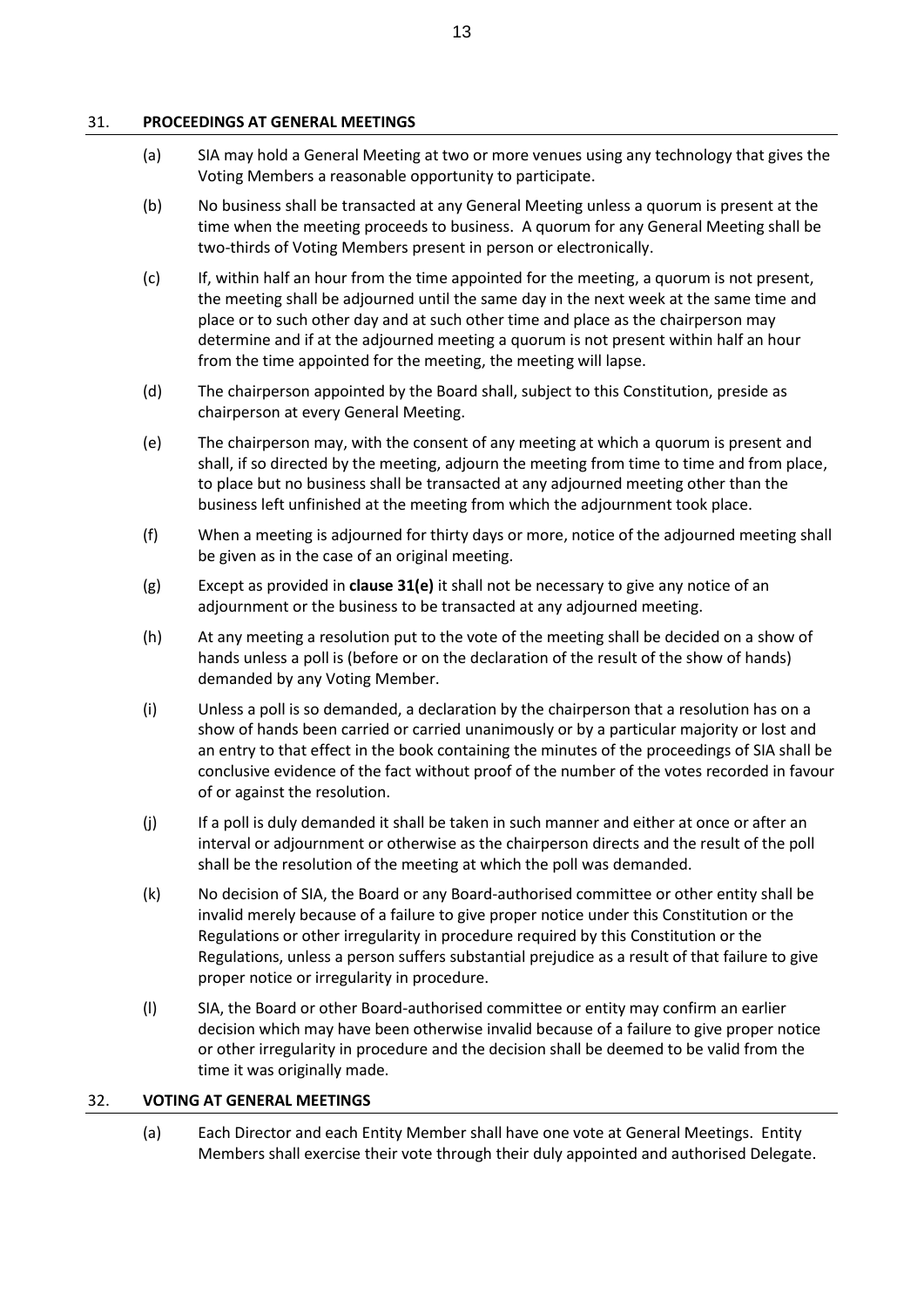## 31. PROCEEDINGS AT GENERAL MEETINGS

(a) SIA may hold a General Meeting at two or more venues using any technology that gives the Voting Members a reasonable opportunity to participate.

(b) No business shall be transacted at any General Meeting unless a quorum is present at the time when the meeting proceeds to business. A quorum for any General Meeting shall be two-thirds of Voting Members present in person or electronically.

(c) If, within half an hour from the time appointed for the meeting, a quorum is not present, the meeting shall be adjourned until the same day in the next week at the same time and place or to such other day and at such other time and place as the chairperson may determine and if at the adjourned meeting a quorum is not present within half an hour from the time appointed for the meeting, the meeting will lapse.

(d) The chairperson appointed by the Board shall, subject to this Constitution, preside as chairperson at every General Meeting.

(e) The chairperson may, with the consent of any meeting at which a quorum is present and shall, if so directed by the meeting, adjourn the meeting from time to time and from place, to place but no business shall be transacted at any adjourned meeting other than the business left unfinished at the meeting from which the adjournment took place.

(f) When a meeting is adjourned for thirty days or more, notice of the adjourned meeting shall be given as in the case of an original meeting.

(g) Except as provided in **clause 31(e)** it shall not be necessary to give any notice of an adjournment or the business to be transacted at any adjourned meeting.

(h) At any meeting a resolution put to the vote of the meeting shall be decided on a show of hands unless a poll is (before or on the declaration of the result of the show of hands) demanded by any Voting Member.

(i) Unless a poll is so demanded, a declaration by the chairperson that a resolution has on a show of hands been carried or carried unanimously or by a particular majority or lost and an entry to that effect in the book containing the minutes of the proceedings of SIA shall be conclusive evidence of the fact without proof of the number of the votes recorded in favour of or against the resolution.

(j) If a poll is duly demanded it shall be taken in such manner and either at once or after an interval or adjournment or otherwise as the chairperson directs and the result of the poll shall be the resolution of the meeting at which the poll was demanded.

(k) No decision of SIA, the Board or any Board-authorised committee or other entity shall be invalid merely because of a failure to give proper notice under this Constitution or the Regulations or other irregularity in procedure required by this Constitution or the Regulations, unless a person suffers substantial prejudice as a result of that failure to give proper notice or irregularity in procedure.

(l) SIA, the Board or other Board-authorised committee or entity may confirm an earlier decision which may have been otherwise invalid because of a failure to give proper notice or other irregularity in procedure and the decision shall be deemed to be valid from the time it was originally made.

## 32. VOTING AT GENERAL MEETINGS

(a) Each Director and each Entity Member shall have one vote at General Meetings. Entity Members shall exercise their vote through their duly appointed and authorised Delegate.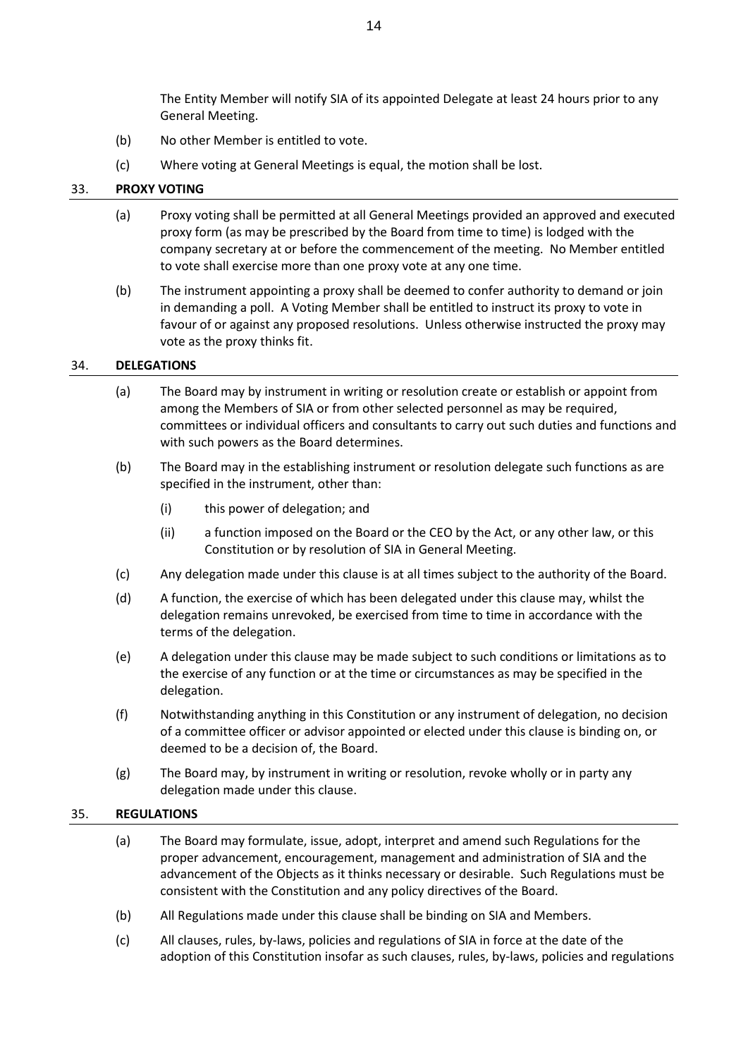The Entity Member will notify SIA of its appointed Delegate at least 24 hours prior to any General Meeting.

(b) No other Member is entitled to vote.

(c) Where voting at General Meetings is equal, the motion shall be lost.

## 33. PROXY VOTING

(a) Proxy voting shall be permitted at all General Meetings provided an approved and executed proxy form (as may be prescribed by the Board from time to time) is lodged with the company secretary at or before the commencement of the meeting. No Member entitled to vote shall exercise more than one proxy vote at any one time.

(b) The instrument appointing a proxy shall be deemed to confer authority to demand or join in demanding a poll. A Voting Member shall be entitled to instruct its proxy to vote in favour of or against any proposed resolutions. Unless otherwise instructed the proxy may vote as the proxy thinks fit.

## 34. DELEGATIONS

(a) The Board may by instrument in writing or resolution create or establish or appoint from among the Members of SIA or from other selected personnel as may be required, committees or individual officers and consultants to carry out such duties and functions and with such powers as the Board determines.

(b) The Board may in the establishing instrument or resolution delegate such functions as are specified in the instrument, other than:

  (i) this power of delegation; and

  (ii) a function imposed on the Board or the CEO by the Act, or any other law, or this Constitution or by resolution of SIA in General Meeting.

(c) Any delegation made under this clause is at all times subject to the authority of the Board.

(d) A function, the exercise of which has been delegated under this clause may, whilst the delegation remains unrevoked, be exercised from time to time in accordance with the terms of the delegation.

(e) A delegation under this clause may be made subject to such conditions or limitations as to the exercise of any function or at the time or circumstances as may be specified in the delegation.

(f) Notwithstanding anything in this Constitution or any instrument of delegation, no decision of a committee officer or advisor appointed or elected under this clause is binding on, or deemed to be a decision of, the Board.

(g) The Board may, by instrument in writing or resolution, revoke wholly or in party any delegation made under this clause.

## 35. REGULATIONS

(a) The Board may formulate, issue, adopt, interpret and amend such Regulations for the proper advancement, encouragement, management and administration of SIA and the advancement of the Objects as it thinks necessary or desirable. Such Regulations must be consistent with the Constitution and any policy directives of the Board.

(b) All Regulations made under this clause shall be binding on SIA and Members.

(c) All clauses, rules, by-laws, policies and regulations of SIA in force at the date of the adoption of this Constitution insofar as such clauses, rules, by-laws, policies and regulations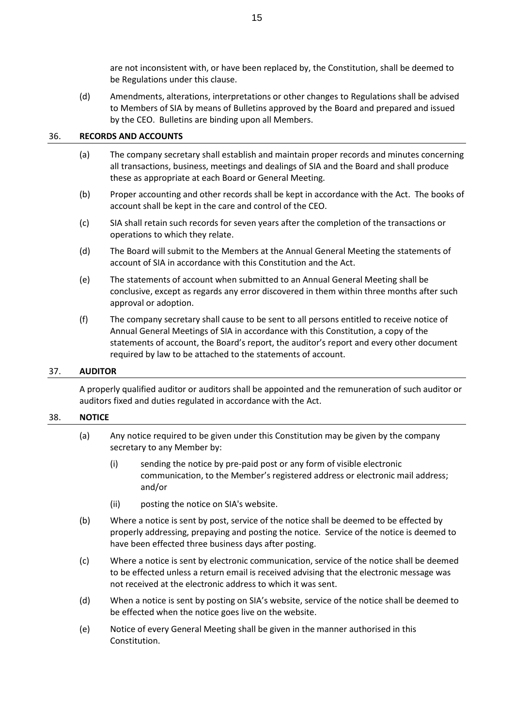are not inconsistent with, or have been replaced by, the Constitution, shall be deemed to be Regulations under this clause.

(d) Amendments, alterations, interpretations or other changes to Regulations shall be advised to Members of SIA by means of Bulletins approved by the Board and prepared and issued by the CEO. Bulletins are binding upon all Members.

## 36. RECORDS AND ACCOUNTS

(a) The company secretary shall establish and maintain proper records and minutes concerning all transactions, business, meetings and dealings of SIA and the Board and shall produce these as appropriate at each Board or General Meeting.

(b) Proper accounting and other records shall be kept in accordance with the Act. The books of account shall be kept in the care and control of the CEO.

(c) SIA shall retain such records for seven years after the completion of the transactions or operations to which they relate.

(d) The Board will submit to the Members at the Annual General Meeting the statements of account of SIA in accordance with this Constitution and the Act.

(e) The statements of account when submitted to an Annual General Meeting shall be conclusive, except as regards any error discovered in them within three months after such approval or adoption.

(f) The company secretary shall cause to be sent to all persons entitled to receive notice of Annual General Meetings of SIA in accordance with this Constitution, a copy of the statements of account, the Board's report, the auditor's report and every other document required by law to be attached to the statements of account.

## 37. AUDITOR

A properly qualified auditor or auditors shall be appointed and the remuneration of such auditor or auditors fixed and duties regulated in accordance with the Act.

## 38. NOTICE

(a) Any notice required to be given under this Constitution may be given by the company secretary to any Member by:

   (i) sending the notice by pre-paid post or any form of visible electronic communication, to the Member's registered address or electronic mail address; and/or

   (ii) posting the notice on SIA's website.

(b) Where a notice is sent by post, service of the notice shall be deemed to be effected by properly addressing, prepaying and posting the notice. Service of the notice is deemed to have been effected three business days after posting.

(c) Where a notice is sent by electronic communication, service of the notice shall be deemed to be effected unless a return email is received advising that the electronic message was not received at the electronic address to which it was sent.

(d) When a notice is sent by posting on SIA's website, service of the notice shall be deemed to be effected when the notice goes live on the website.

(e) Notice of every General Meeting shall be given in the manner authorised in this Constitution.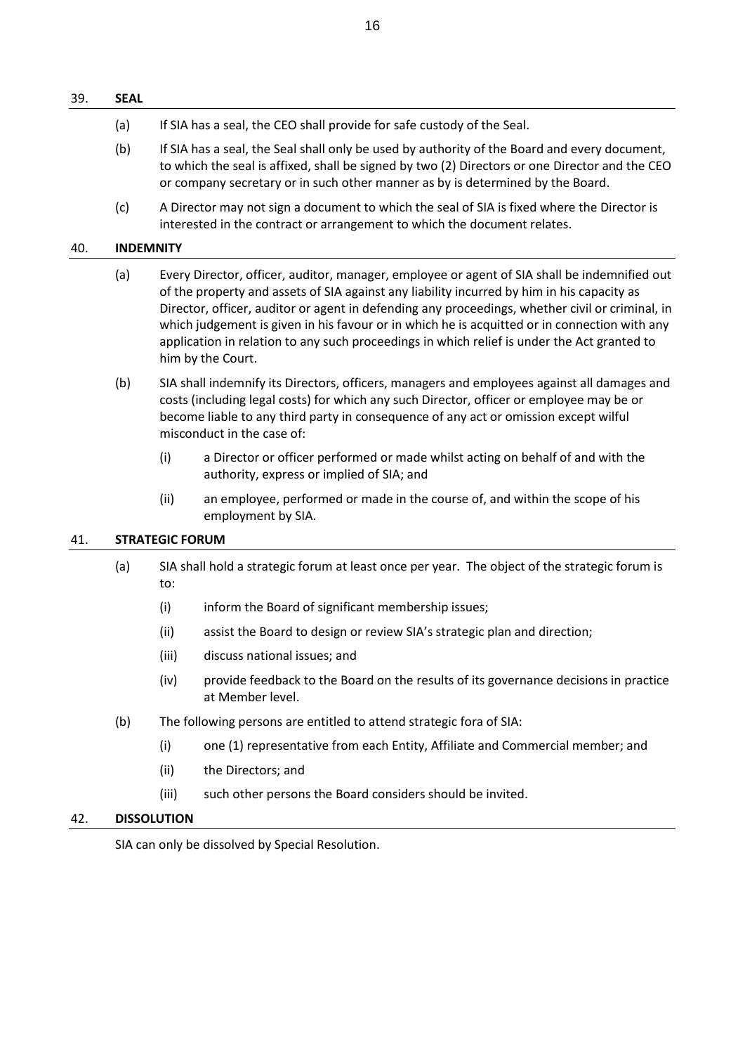## 39. SEAL

(a) If SIA has a seal, the CEO shall provide for safe custody of the Seal.

(b) If SIA has a seal, the Seal shall only be used by authority of the Board and every document, to which the seal is affixed, shall be signed by two (2) Directors or one Director and the CEO or company secretary or in such other manner as by is determined by the Board.

(c) A Director may not sign a document to which the seal of SIA is fixed where the Director is interested in the contract or arrangement to which the document relates.

## 40. INDEMNITY

(a) Every Director, officer, auditor, manager, employee or agent of SIA shall be indemnified out of the property and assets of SIA against any liability incurred by him in his capacity as Director, officer, auditor or agent in defending any proceedings, whether civil or criminal, in which judgement is given in his favour or in which he is acquitted or in connection with any application in relation to any such proceedings in which relief is under the Act granted to him by the Court.

(b) SIA shall indemnify its Directors, officers, managers and employees against all damages and costs (including legal costs) for which any such Director, officer or employee may be or become liable to any third party in consequence of any act or omission except wilful misconduct in the case of:

   (i) a Director or officer performed or made whilst acting on behalf of and with the authority, express or implied of SIA; and

   (ii) an employee, performed or made in the course of, and within the scope of his employment by SIA.

## 41. STRATEGIC FORUM

(a) SIA shall hold a strategic forum at least once per year. The object of the strategic forum is to:

   (i) inform the Board of significant membership issues;

   (ii) assist the Board to design or review SIA's strategic plan and direction;

   (iii) discuss national issues; and

   (iv) provide feedback to the Board on the results of its governance decisions in practice at Member level.

(b) The following persons are entitled to attend strategic fora of SIA:

   (i) one (1) representative from each Entity, Affiliate and Commercial member; and

   (ii) the Directors; and

   (iii) such other persons the Board considers should be invited.

## 42. DISSOLUTION

SIA can only be dissolved by Special Resolution.